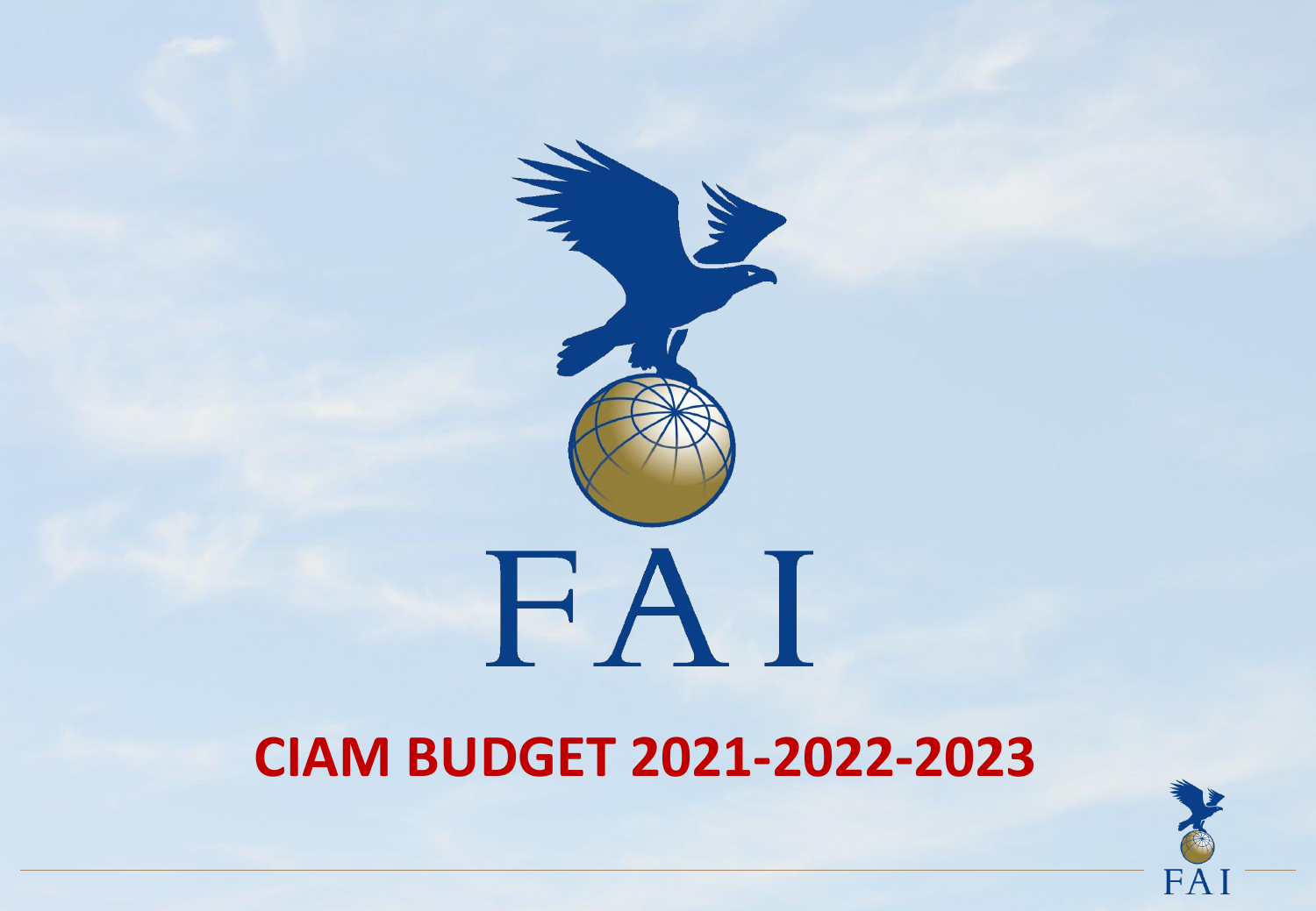# CIAM BUDGET 2021-2022-2023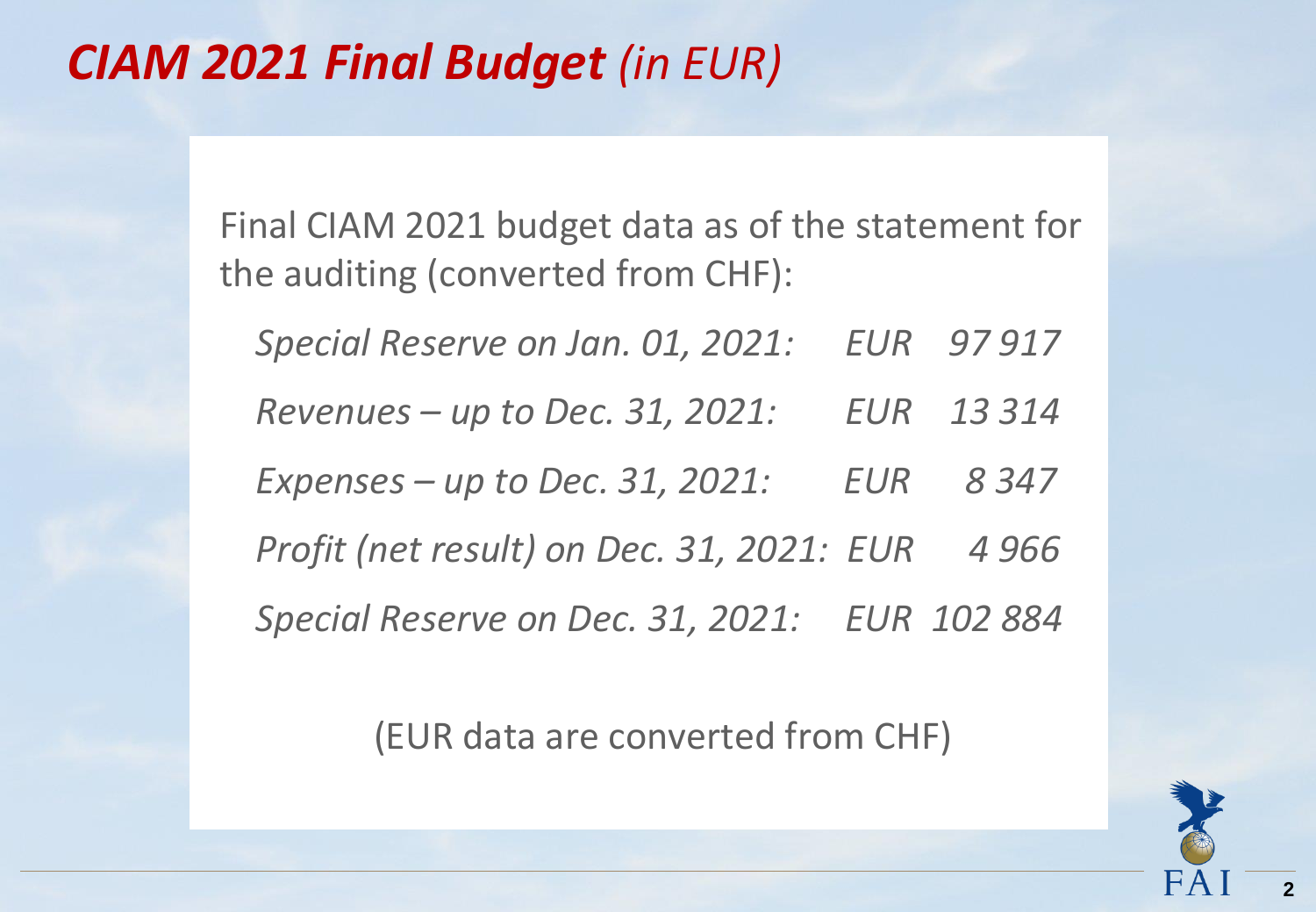# ***CIAM 2021 Final Budget*** *(in EUR)*

Final CIAM 2021 budget data as of the statement for the auditing (converted from CHF):

| | | |
|---|---|---|
| *Special Reserve on Jan. 01, 2021:* | *EUR* | *97 917* |
| *Revenues – up to Dec. 31, 2021:* | *EUR* | *13 314* |
| *Expenses – up to Dec. 31, 2021:* | *EUR* | *8 347* |
| *Profit (net result) on Dec. 31, 2021:* | *EUR* | *4 966* |
| *Special Reserve on Dec. 31, 2021:* | *EUR* | *102 884* |

(EUR data are converted from CHF)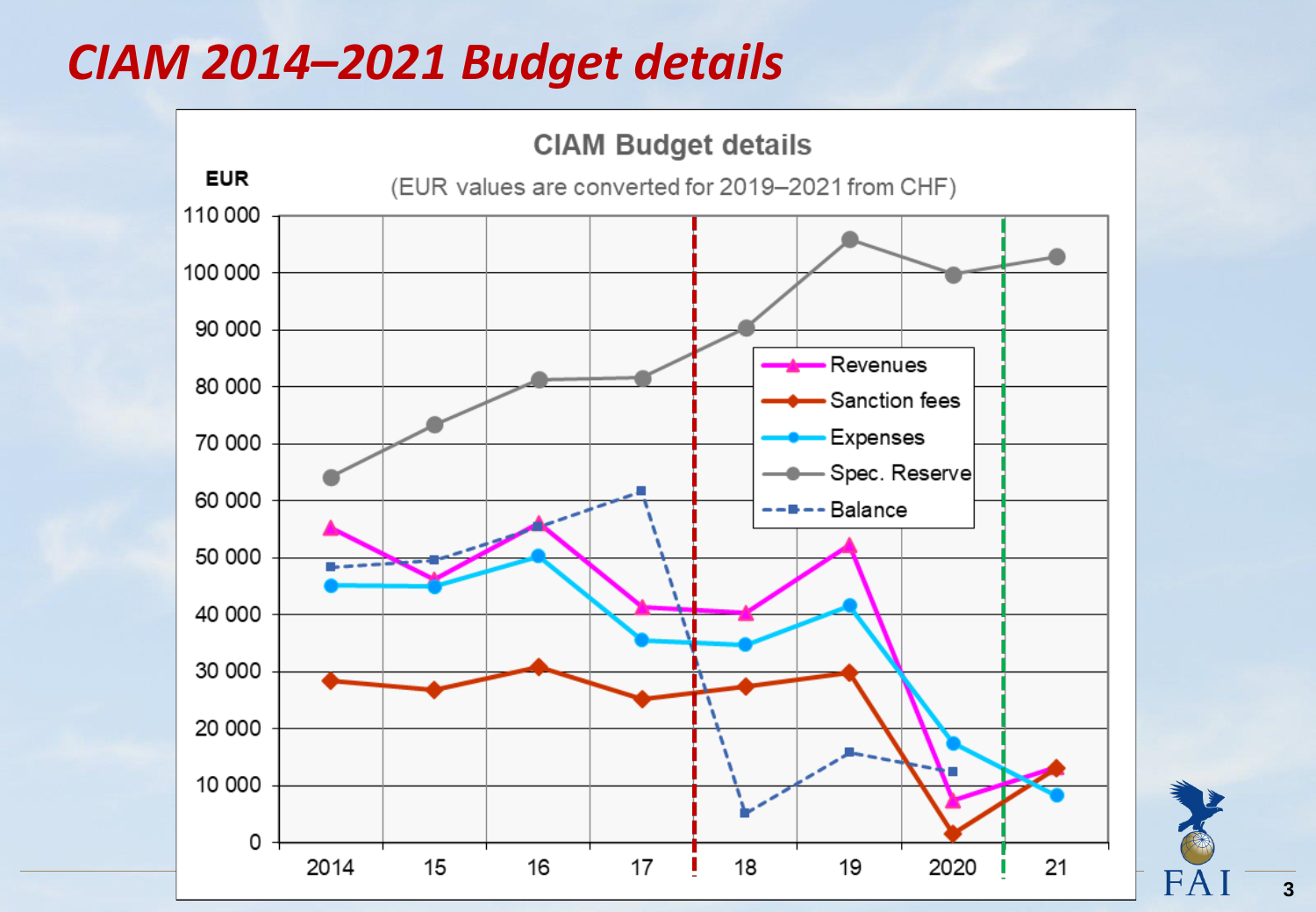# CIAM 2014–2021 Budget details

**CIAM Budget details**

(EUR values are converted for 2019–2021 from CHF)

EUR

110 000
100 000
90 000
80 000
70 000
60 000
50 000
40 000
30 000
20 000
10 000
0

2014 15 16 17 18 19 2020 21

- Revenues
- Sanction fees
- Expenses
- Spec. Reserve
- Balance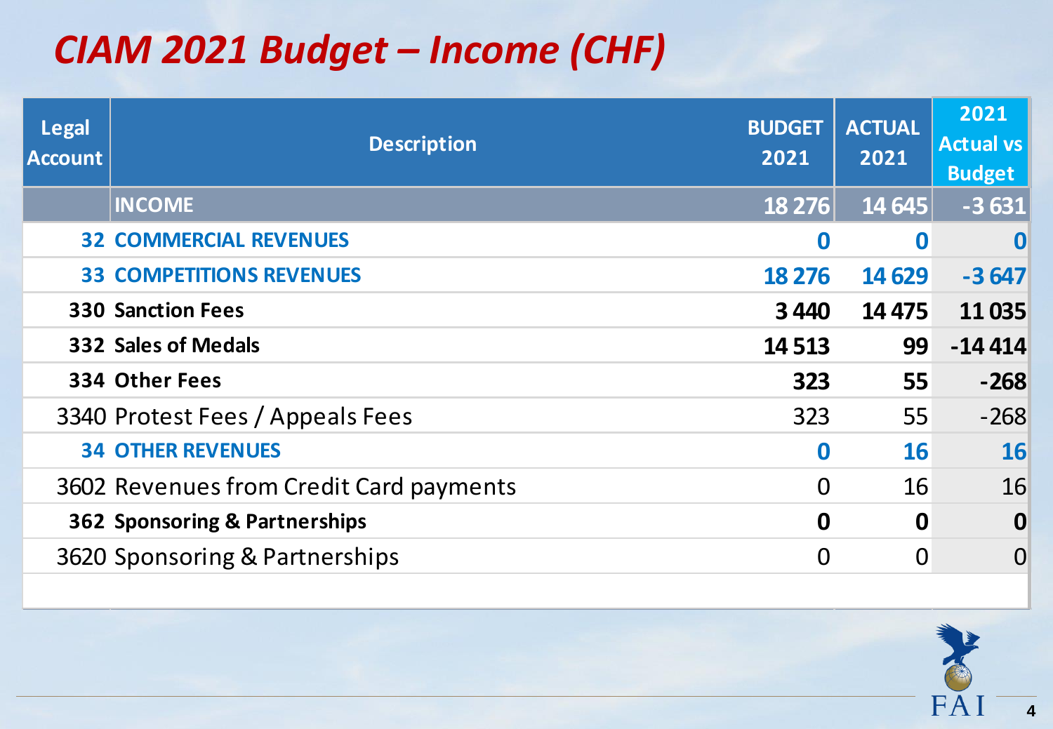# *CIAM 2021 Budget – Income (CHF)*

| Legal Account | Description | BUDGET 2021 | ACTUAL 2021 | 2021 Actual vs Budget |
|---|---|---|---|---|
| | **INCOME** | **18 276** | **14 645** | **-3 631** |
| **32** | **COMMERCIAL REVENUES** | **0** | **0** | **0** |
| **33** | **COMPETITIONS REVENUES** | **18 276** | **14 629** | **-3 647** |
| **330** | **Sanction Fees** | **3 440** | **14 475** | **11 035** |
| **332** | **Sales of Medals** | **14 513** | **99** | **-14 414** |
| **334** | **Other Fees** | **323** | **55** | **-268** |
| 3340 | Protest Fees / Appeals Fees | 323 | 55 | -268 |
| **34** | **OTHER REVENUES** | **0** | **16** | **16** |
| 3602 | Revenues from Credit Card payments | 0 | 16 | 16 |
| **362** | **Sponsoring & Partnerships** | **0** | **0** | **0** |
| 3620 | Sponsoring & Partnerships | 0 | 0 | 0 |

FAI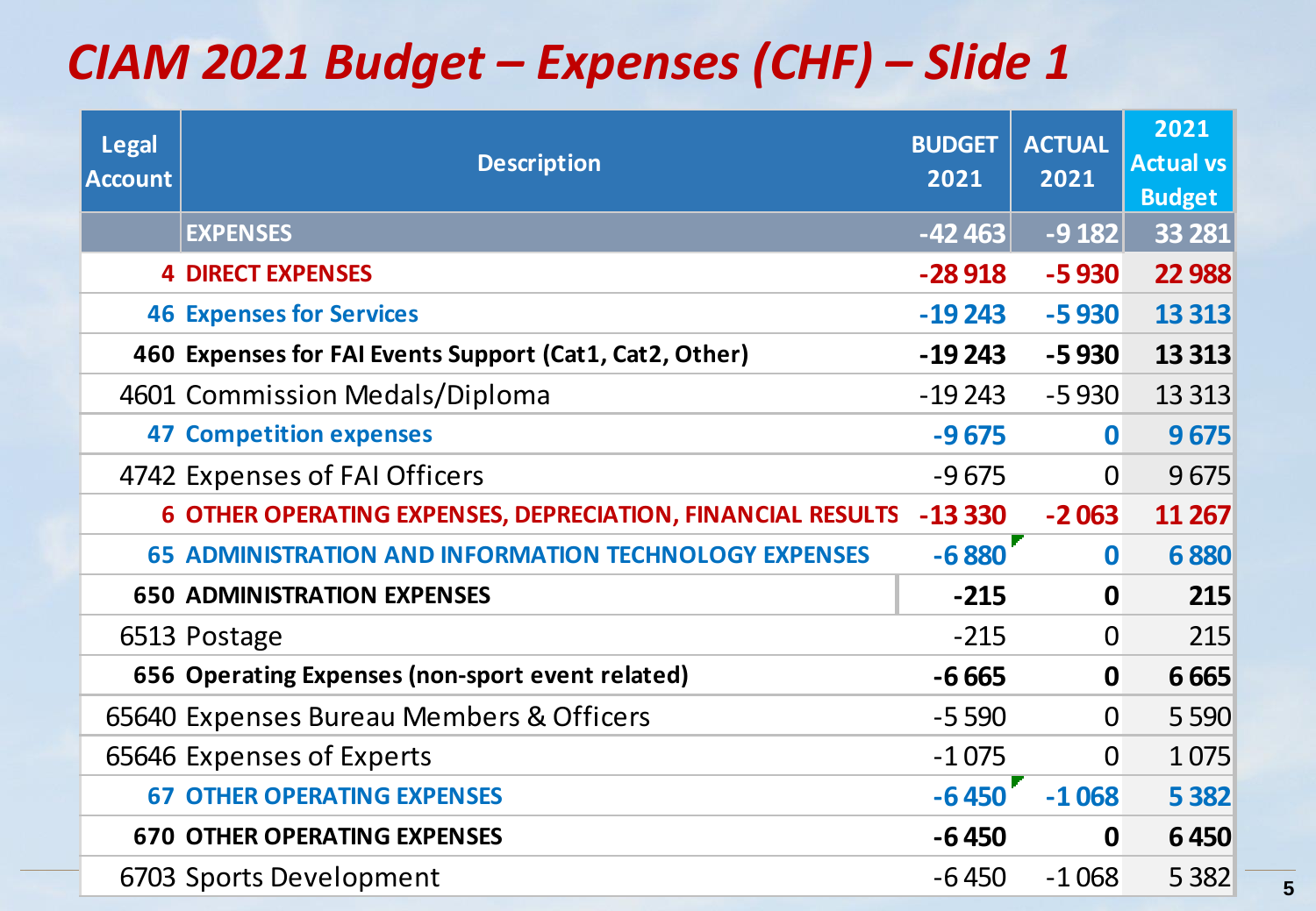# CIAM 2021 Budget – Expenses (CHF) – Slide 1

| Legal Account | Description | BUDGET 2021 | ACTUAL 2021 | 2021 Actual vs Budget |
|---|---|---|---|---|
| | **EXPENSES** | **-42 463** | **-9 182** | **33 281** |
| **4** | **DIRECT EXPENSES** | **-28 918** | **-5 930** | **22 988** |
| **46** | **Expenses for Services** | **-19 243** | **-5 930** | **13 313** |
| **460** | **Expenses for FAI Events Support (Cat1, Cat2, Other)** | **-19 243** | **-5 930** | **13 313** |
| 4601 | Commission Medals/Diploma | -19 243 | -5 930 | 13 313 |
| **47** | **Competition expenses** | **-9 675** | **0** | **9 675** |
| 4742 | Expenses of FAI Officers | -9 675 | 0 | 9 675 |
| **6** | **OTHER OPERATING EXPENSES, DEPRECIATION, FINANCIAL RESULTS** | **-13 330** | **-2 063** | **11 267** |
| **65** | **ADMINISTRATION AND INFORMATION TECHNOLOGY EXPENSES** | **-6 880** | **0** | **6 880** |
| **650** | **ADMINISTRATION EXPENSES** | **-215** | **0** | **215** |
| 6513 | Postage | -215 | 0 | 215 |
| **656** | **Operating Expenses (non-sport event related)** | **-6 665** | **0** | **6 665** |
| 65640 | Expenses Bureau Members & Officers | -5 590 | 0 | 5 590 |
| 65646 | Expenses of Experts | -1 075 | 0 | 1 075 |
| **67** | **OTHER OPERATING EXPENSES** | **-6 450** | **-1 068** | **5 382** |
| **670** | **OTHER OPERATING EXPENSES** | **-6 450** | **0** | **6 450** |
| 6703 | Sports Development | -6 450 | -1 068 | 5 382 |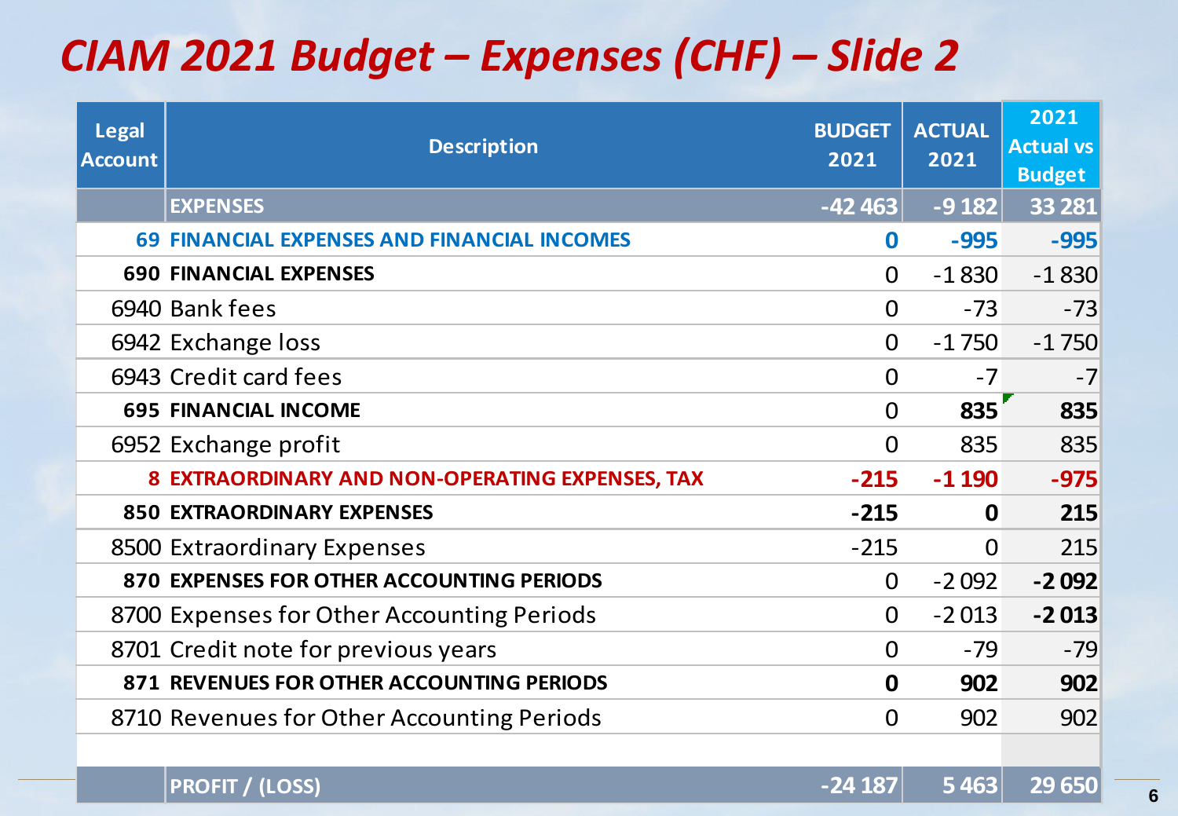# *CIAM 2021 Budget – Expenses (CHF) – Slide 2*

| Legal Account | Description | BUDGET 2021 | ACTUAL 2021 | 2021 Actual vs Budget |
|---|---|---|---|---|
| | **EXPENSES** | **-42 463** | **-9 182** | **33 281** |
| **69** | **FINANCIAL EXPENSES AND FINANCIAL INCOMES** | **0** | **-995** | **-995** |
| **690** | **FINANCIAL EXPENSES** | 0 | -1 830 | -1 830 |
| 6940 | Bank fees | 0 | -73 | -73 |
| 6942 | Exchange loss | 0 | -1 750 | -1 750 |
| 6943 | Credit card fees | 0 | -7 | -7 |
| **695** | **FINANCIAL INCOME** | 0 | **835** | **835** |
| 6952 | Exchange profit | 0 | 835 | 835 |
| **8** | **EXTRAORDINARY AND NON-OPERATING EXPENSES, TAX** | **-215** | **-1 190** | **-975** |
| **850** | **EXTRAORDINARY EXPENSES** | **-215** | **0** | **215** |
| 8500 | Extraordinary Expenses | -215 | 0 | 215 |
| **870** | **EXPENSES FOR OTHER ACCOUNTING PERIODS** | 0 | -2 092 | **-2 092** |
| 8700 | Expenses for Other Accounting Periods | 0 | -2 013 | **-2 013** |
| 8701 | Credit note for previous years | 0 | -79 | -79 |
| **871** | **REVENUES FOR OTHER ACCOUNTING PERIODS** | **0** | **902** | **902** |
| 8710 | Revenues for Other Accounting Periods | 0 | 902 | 902 |
| | | | | |
| | **PROFIT / (LOSS)** | **-24 187** | **5 463** | **29 650** |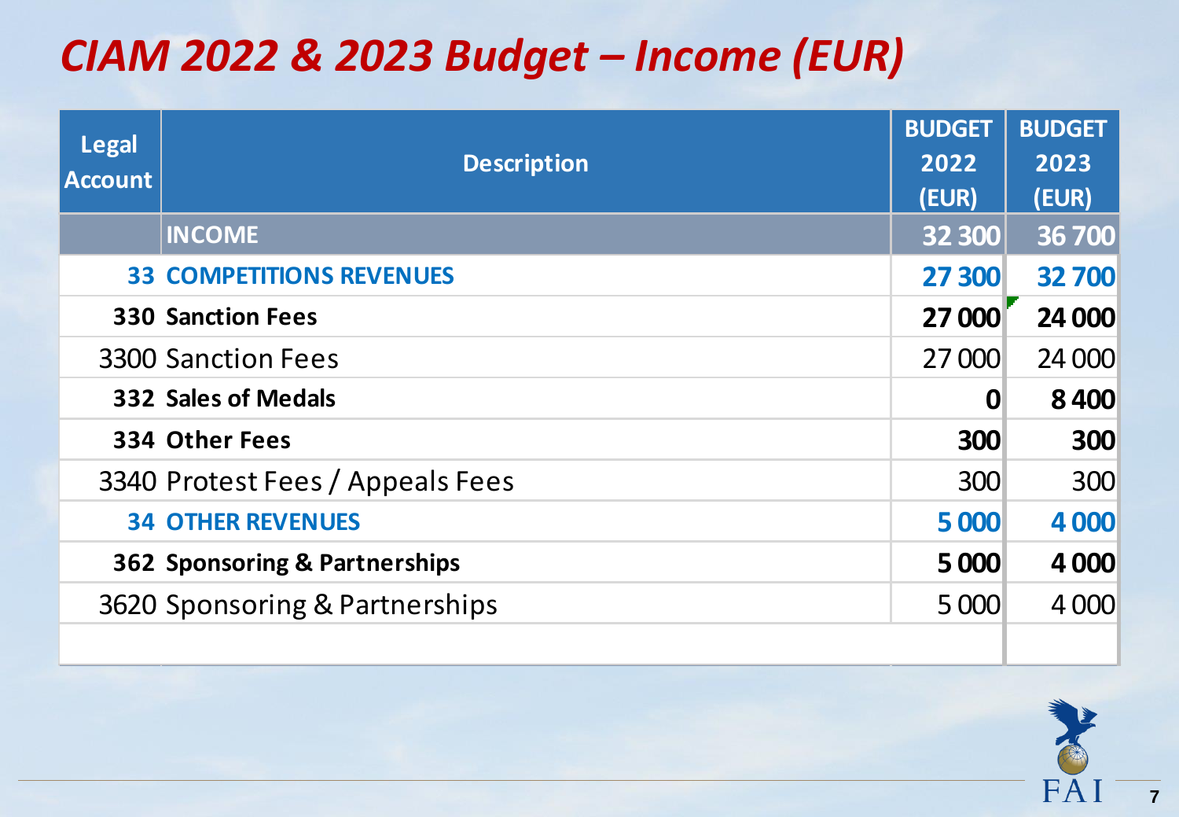# *CIAM 2022 & 2023 Budget – Income (EUR)*

| Legal Account | Description | BUDGET 2022 (EUR) | BUDGET 2023 (EUR) |
|---|---|---|---|
| | **INCOME** | **32 300** | **36 700** |
| **33** | **COMPETITIONS REVENUES** | **27 300** | **32 700** |
| **330** | **Sanction Fees** | **27 000** | **24 000** |
| 3300 | Sanction Fees | 27 000 | 24 000 |
| **332** | **Sales of Medals** | **0** | **8 400** |
| **334** | **Other Fees** | **300** | **300** |
| 3340 | Protest Fees / Appeals Fees | 300 | 300 |
| **34** | **OTHER REVENUES** | **5 000** | **4 000** |
| **362** | **Sponsoring & Partnerships** | **5 000** | **4 000** |
| 3620 | Sponsoring & Partnerships | 5 000 | 4 000 |

FAI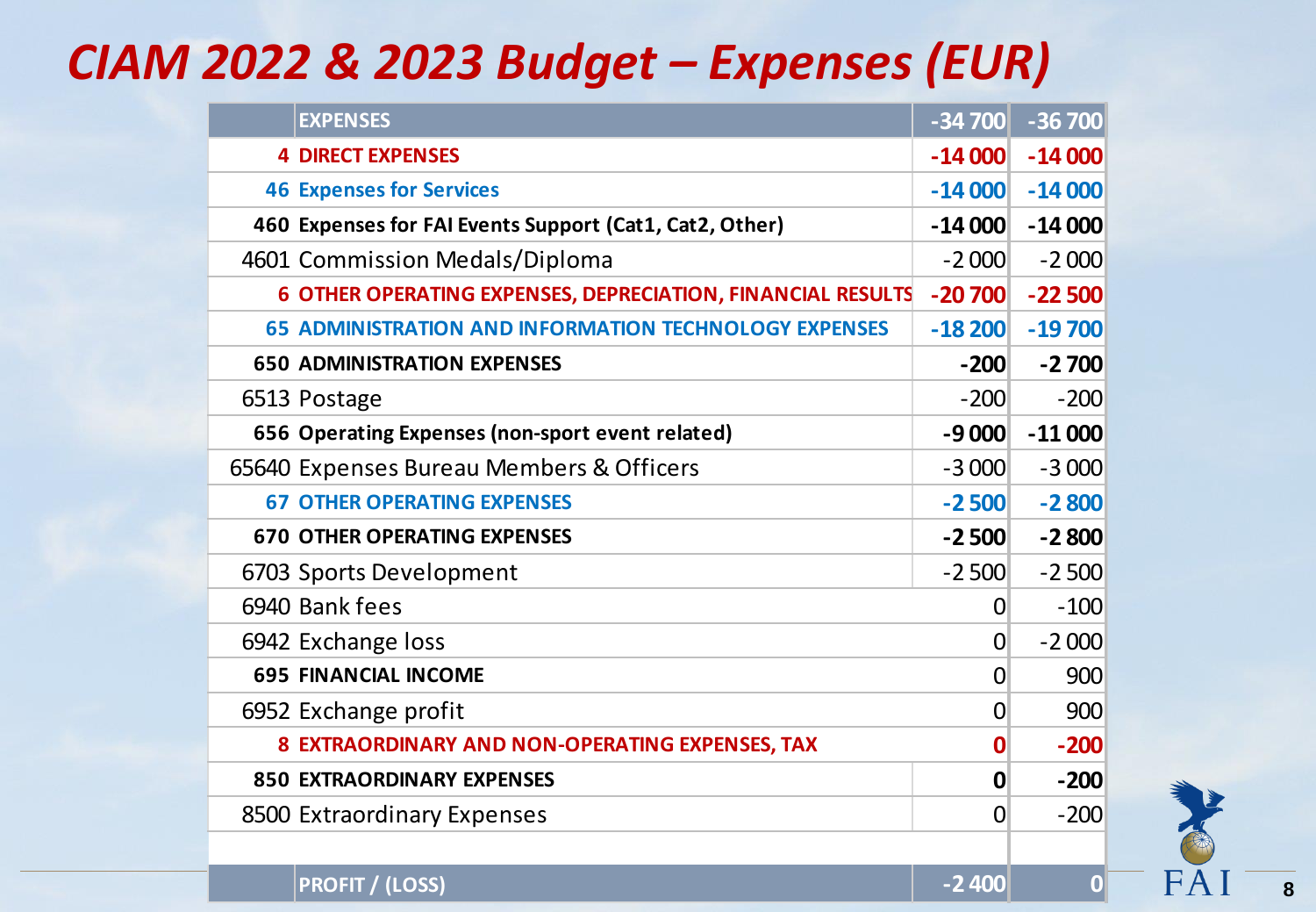# CIAM 2022 & 2023 Budget – Expenses (EUR)

| | EXPENSES | -34 700 | -36 700 |
|---|---|---|---|
| 4 | DIRECT EXPENSES | -14 000 | -14 000 |
| 46 | Expenses for Services | -14 000 | -14 000 |
| 460 | Expenses for FAI Events Support (Cat1, Cat2, Other) | -14 000 | -14 000 |
| 4601 | Commission Medals/Diploma | -2 000 | -2 000 |
| 6 | OTHER OPERATING EXPENSES, DEPRECIATION, FINANCIAL RESULTS | -20 700 | -22 500 |
| 65 | ADMINISTRATION AND INFORMATION TECHNOLOGY EXPENSES | -18 200 | -19 700 |
| 650 | ADMINISTRATION EXPENSES | -200 | -2 700 |
| 6513 | Postage | -200 | -200 |
| 656 | Operating Expenses (non-sport event related) | -9 000 | -11 000 |
| 65640 | Expenses Bureau Members & Officers | -3 000 | -3 000 |
| 67 | OTHER OPERATING EXPENSES | -2 500 | -2 800 |
| 670 | OTHER OPERATING EXPENSES | -2 500 | -2 800 |
| 6703 | Sports Development | -2 500 | -2 500 |
| 6940 | Bank fees | 0 | -100 |
| 6942 | Exchange loss | 0 | -2 000 |
| 695 | FINANCIAL INCOME | 0 | 900 |
| 6952 | Exchange profit | 0 | 900 |
| 8 | EXTRAORDINARY AND NON-OPERATING EXPENSES, TAX | 0 | -200 |
| 850 | EXTRAORDINARY EXPENSES | 0 | -200 |
| 8500 | Extraordinary Expenses | 0 | -200 |
| | | | |
| | PROFIT / (LOSS) | -2 400 | 0 |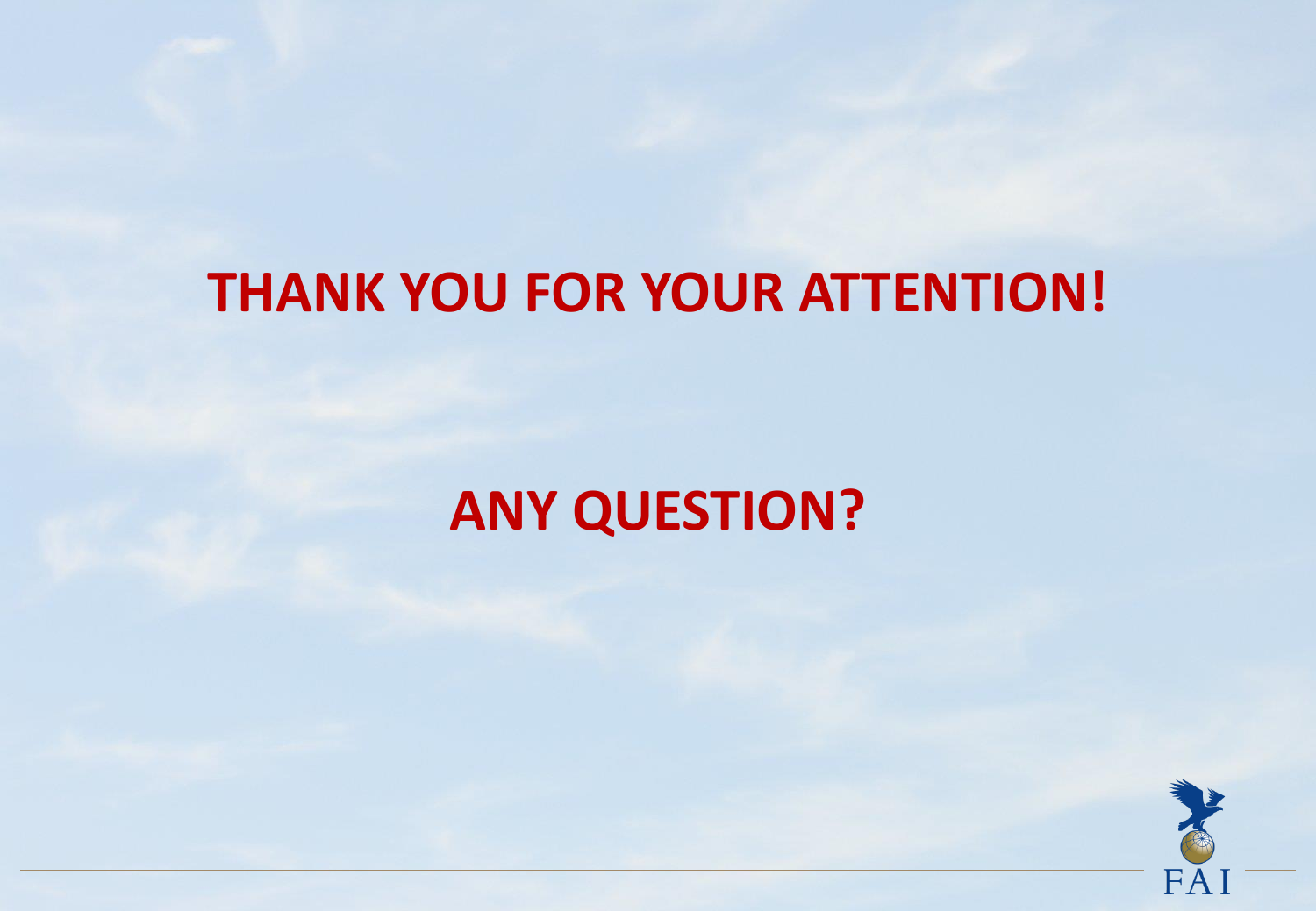**THANK YOU FOR YOUR ATTENTION!**

**ANY QUESTION?**